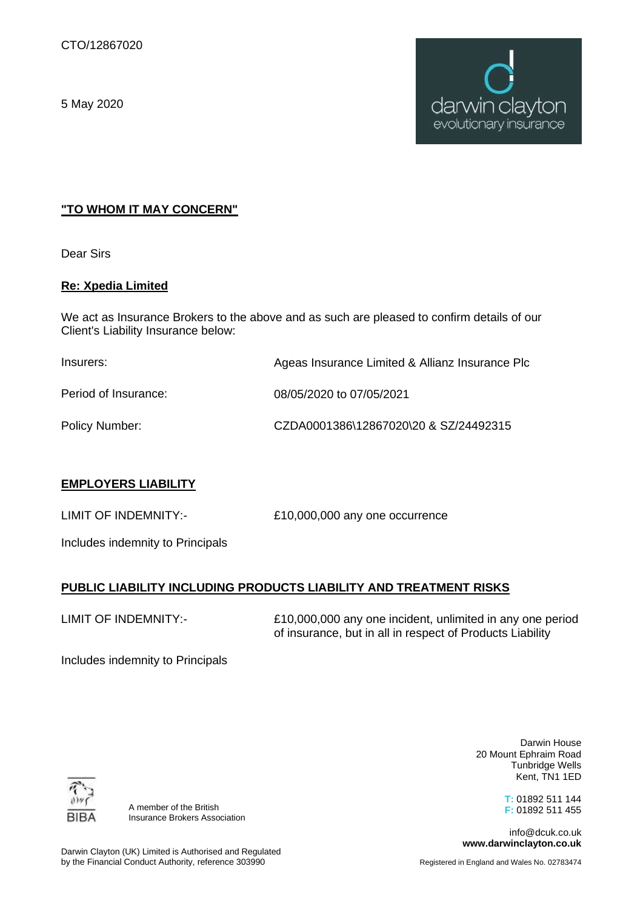CTO/12867020

5 May 2020

darwin clayton
evolutionary insurance

**"TO WHOM IT MAY CONCERN"**

Dear Sirs

**Re: Xpedia Limited**

We act as Insurance Brokers to the above and as such are pleased to confirm details of our Client's Liability Insurance below:

| | |
|---|---|
| Insurers: | Ageas Insurance Limited & Allianz Insurance Plc |
| Period of Insurance: | 08/05/2020 to 07/05/2021 |
| Policy Number: | CZDA0001386\12867020\20 & SZ/24492315 |

**EMPLOYERS LIABILITY**

| | |
|---|---|
| LIMIT OF INDEMNITY:- | £10,000,000 any one occurrence |

Includes indemnity to Principals

**PUBLIC LIABILITY INCLUDING PRODUCTS LIABILITY AND TREATMENT RISKS**

| | |
|---|---|
| LIMIT OF INDEMNITY:- | £10,000,000 any one incident, unlimited in any one period of insurance, but in all in respect of Products Liability |

Includes indemnity to Principals

A member of the British Insurance Brokers Association

Darwin Clayton (UK) Limited is Authorised and Regulated by the Financial Conduct Authority, reference 303990

Darwin House
20 Mount Ephraim Road
Tunbridge Wells
Kent, TN1 1ED

T: 01892 511 144
F: 01892 511 455

info@dcuk.co.uk
**www.darwinclayton.co.uk**

Registered in England and Wales No. 02783474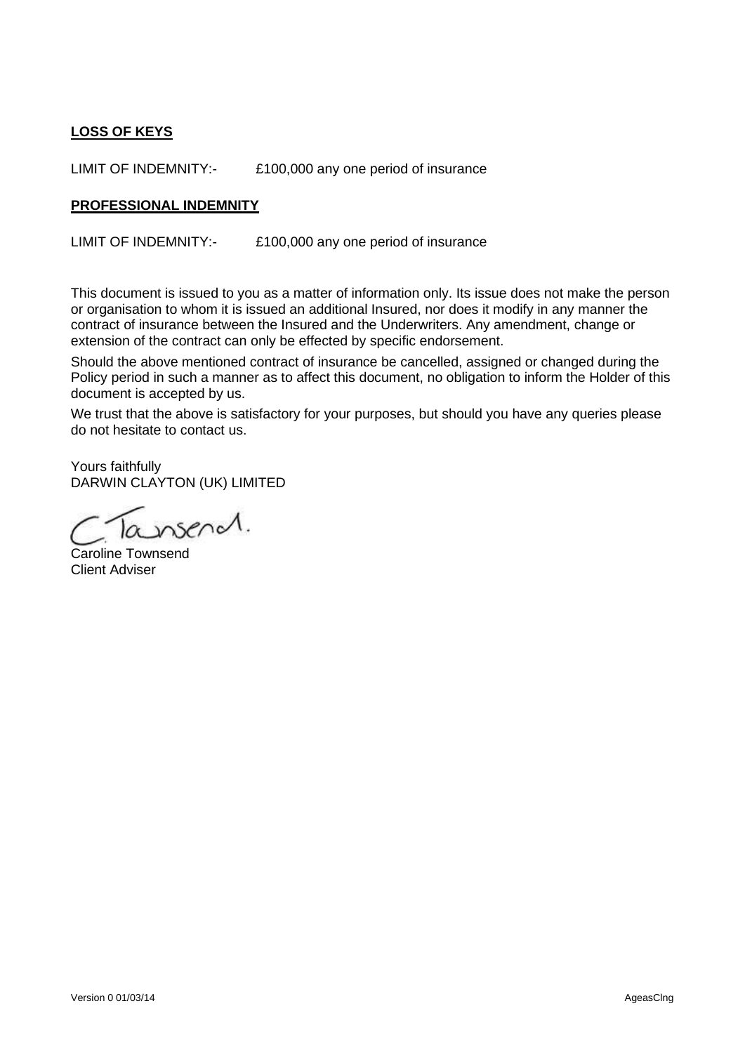**LOSS OF KEYS**

LIMIT OF INDEMNITY:-   £100,000 any one period of insurance

**PROFESSIONAL INDEMNITY**

LIMIT OF INDEMNITY:-   £100,000 any one period of insurance

This document is issued to you as a matter of information only. Its issue does not make the person or organisation to whom it is issued an additional Insured, nor does it modify in any manner the contract of insurance between the Insured and the Underwriters. Any amendment, change or extension of the contract can only be effected by specific endorsement.

Should the above mentioned contract of insurance be cancelled, assigned or changed during the Policy period in such a manner as to affect this document, no obligation to inform the Holder of this document is accepted by us.

We trust that the above is satisfactory for your purposes, but should you have any queries please do not hesitate to contact us.

Yours faithfully
DARWIN CLAYTON (UK) LIMITED

C. Townsend.

Caroline Townsend
Client Adviser

Version 0 01/03/14   AgeasClng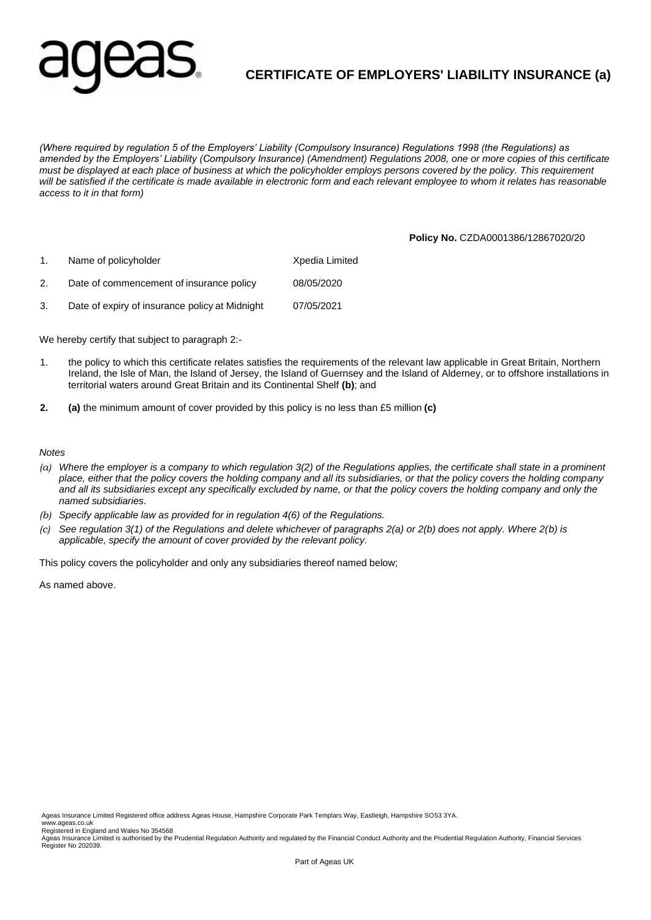ageas.

# CERTIFICATE OF EMPLOYERS' LIABILITY INSURANCE (a)

*(Where required by regulation 5 of the Employers' Liability (Compulsory Insurance) Regulations 1998 (the Regulations) as amended by the Employers' Liability (Compulsory Insurance) (Amendment) Regulations 2008, one or more copies of this certificate must be displayed at each place of business at which the policyholder employs persons covered by the policy. This requirement will be satisfied if the certificate is made available in electronic form and each relevant employee to whom it relates has reasonable access to it in that form)*

**Policy No.** CZDA0001386/12867020/20

| | | |
|---|---|---|
| 1. | Name of policyholder | Xpedia Limited |
| 2. | Date of commencement of insurance policy | 08/05/2020 |
| 3. | Date of expiry of insurance policy at Midnight | 07/05/2021 |

We hereby certify that subject to paragraph 2:-

1. the policy to which this certificate relates satisfies the requirements of the relevant law applicable in Great Britain, Northern Ireland, the Isle of Man, the Island of Jersey, the Island of Guernsey and the Island of Alderney, or to offshore installations in territorial waters around Great Britain and its Continental Shelf **(b)**; and

**2.** **(a)** the minimum amount of cover provided by this policy is no less than £5 million **(c)**

*Notes*

*(a) Where the employer is a company to which regulation 3(2) of the Regulations applies, the certificate shall state in a prominent place, either that the policy covers the holding company and all its subsidiaries, or that the policy covers the holding company and all its subsidiaries except any specifically excluded by name, or that the policy covers the holding company and only the named subsidiaries.*

*(b) Specify applicable law as provided for in regulation 4(6) of the Regulations.*

*(c) See regulation 3(1) of the Regulations and delete whichever of paragraphs 2(a) or 2(b) does not apply. Where 2(b) is applicable, specify the amount of cover provided by the relevant policy.*

This policy covers the policyholder and only any subsidiaries thereof named below;

As named above.

Ageas Insurance Limited Registered office address Ageas House, Hampshire Corporate Park Templars Way, Eastleigh, Hampshire SO53 3YA.
www.ageas.co.uk
Registered in England and Wales No 354568
Ageas Insurance Limited is authorised by the Prudential Regulation Authority and regulated by the Financial Conduct Authority and the Prudential Regulation Authority, Financial Services Register No 202039.

Part of Ageas UK